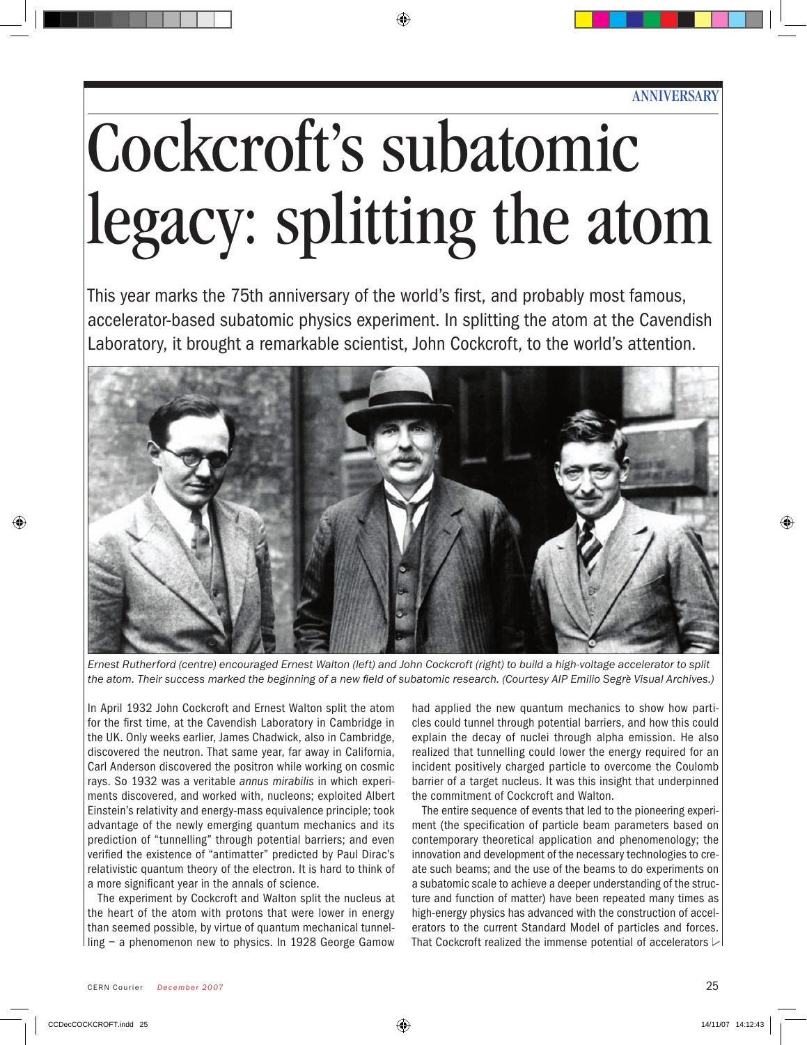ANNIVERSARY

# Cockcroft's subatomic legacy: splitting the atom

This year marks the 75th anniversary of the world's first, and probably most famous, accelerator-based subatomic physics experiment. In splitting the atom at the Cavendish Laboratory, it brought a remarkable scientist, John Cockcroft, to the world's attention.

*Ernest Rutherford (centre) encouraged Ernest Walton (left) and John Cockcroft (right) to build a high-voltage accelerator to split the atom. Their success marked the beginning of a new field of subatomic research. (Courtesy AIP Emilio Segrè Visual Archives.)*

In April 1932 John Cockcroft and Ernest Walton split the atom for the first time, at the Cavendish Laboratory in Cambridge in the UK. Only weeks earlier, James Chadwick, also in Cambridge, discovered the neutron. That same year, far away in California, Carl Anderson discovered the positron while working on cosmic rays. So 1932 was a veritable *annus mirabilis* in which experiments discovered, and worked with, nucleons; exploited Albert Einstein's relativity and energy-mass equivalence principle; took advantage of the newly emerging quantum mechanics and its prediction of "tunnelling" through potential barriers; and even verified the existence of "antimatter" predicted by Paul Dirac's relativistic quantum theory of the electron. It is hard to think of a more significant year in the annals of science.

The experiment by Cockcroft and Walton split the nucleus at the heart of the atom with protons that were lower in energy than seemed possible, by virtue of quantum mechanical tunnelling – a phenomenon new to physics. In 1928 George Gamow had applied the new quantum mechanics to show how particles could tunnel through potential barriers, and how this could explain the decay of nuclei through alpha emission. He also realized that tunnelling could lower the energy required for an incident positively charged particle to overcome the Coulomb barrier of a target nucleus. It was this insight that underpinned the commitment of Cockcroft and Walton.

The entire sequence of events that led to the pioneering experiment (the specification of particle beam parameters based on contemporary theoretical application and phenomenology; the innovation and development of the necessary technologies to create such beams; and the use of the beams to do experiments on a subatomic scale to achieve a deeper understanding of the structure and function of matter) have been repeated many times as high-energy physics has advanced with the construction of accelerators to the current Standard Model of particles and forces. That Cockcroft realized the immense potential of accelerators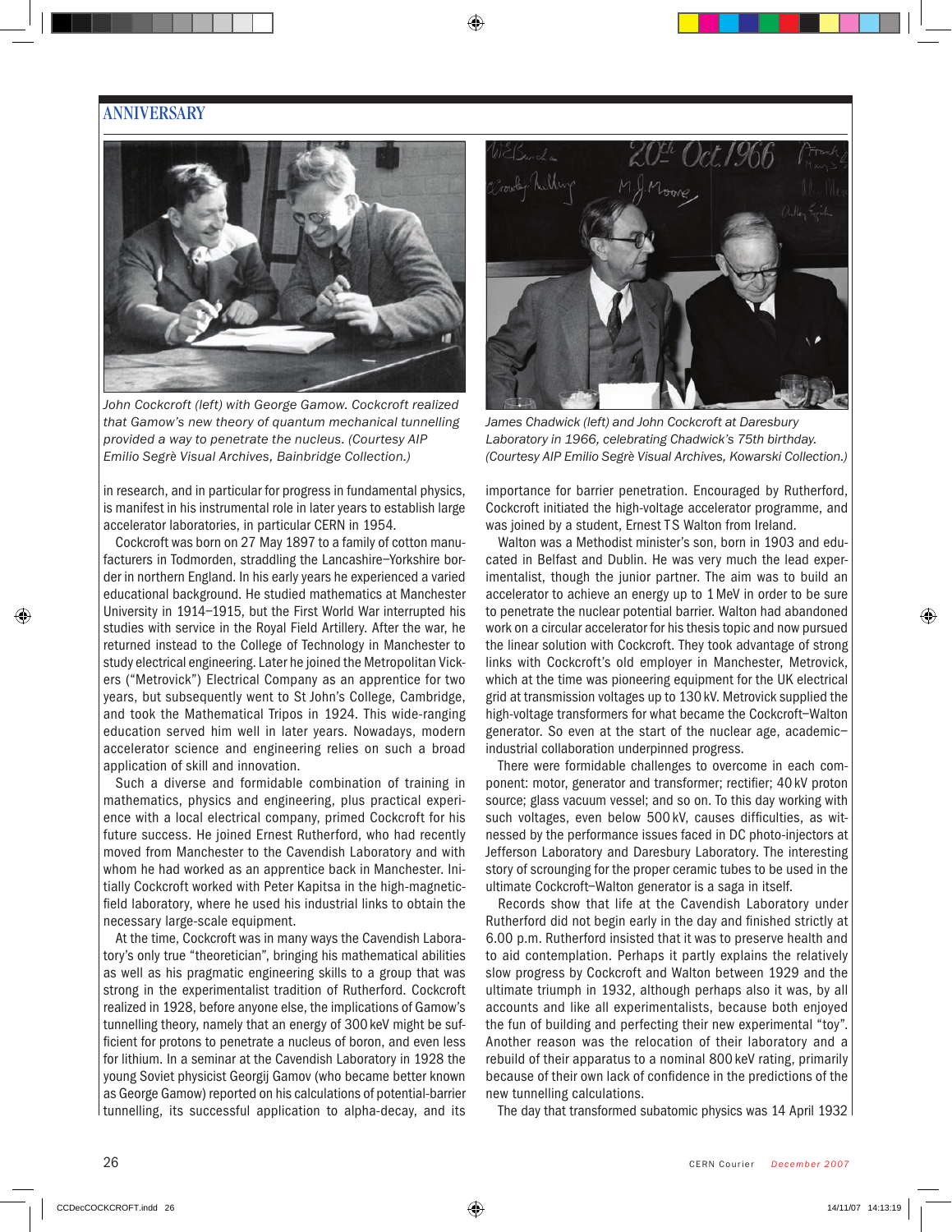John Cockcroft (left) with George Gamow. Cockcroft realized that Gamow's new theory of quantum mechanical tunnelling provided a way to penetrate the nucleus. (Courtesy AIP Emilio Segrè Visual Archives, Bainbridge Collection.)

James Chadwick (left) and John Cockcroft at Daresbury Laboratory in 1966, celebrating Chadwick's 75th birthday. (Courtesy AIP Emilio Segrè Visual Archives, Kowarski Collection.)

in research, and in particular for progress in fundamental physics, is manifest in his instrumental role in later years to establish large accelerator laboratories, in particular CERN in 1954.

Cockcroft was born on 27 May 1897 to a family of cotton manufacturers in Todmorden, straddling the Lancashire–Yorkshire border in northern England. In his early years he experienced a varied educational background. He studied mathematics at Manchester University in 1914–1915, but the First World War interrupted his studies with service in the Royal Field Artillery. After the war, he returned instead to the College of Technology in Manchester to study electrical engineering. Later he joined the Metropolitan Vickers ("Metrovick") Electrical Company as an apprentice for two years, but subsequently went to St John's College, Cambridge, and took the Mathematical Tripos in 1924. This wide-ranging education served him well in later years. Nowadays, modern accelerator science and engineering relies on such a broad application of skill and innovation.

Such a diverse and formidable combination of training in mathematics, physics and engineering, plus practical experience with a local electrical company, primed Cockcroft for his future success. He joined Ernest Rutherford, who had recently moved from Manchester to the Cavendish Laboratory and with whom he had worked as an apprentice back in Manchester. Initially Cockcroft worked with Peter Kapitsa in the high-magnetic-field laboratory, where he used his industrial links to obtain the necessary large-scale equipment.

At the time, Cockcroft was in many ways the Cavendish Laboratory's only true "theoretician", bringing his mathematical abilities as well as his pragmatic engineering skills to a group that was strong in the experimentalist tradition of Rutherford. Cockcroft realized in 1928, before anyone else, the implications of Gamow's tunnelling theory, namely that an energy of 300 keV might be sufficient for protons to penetrate a nucleus of boron, and even less for lithium. In a seminar at the Cavendish Laboratory in 1928 the young Soviet physicist Georgij Gamov (who became better known as George Gamow) reported on his calculations of potential-barrier tunnelling, its successful application to alpha-decay, and its importance for barrier penetration. Encouraged by Rutherford, Cockcroft initiated the high-voltage accelerator programme, and was joined by a student, Ernest TS Walton from Ireland.

Walton was a Methodist minister's son, born in 1903 and educated in Belfast and Dublin. He was very much the lead experimentalist, though the junior partner. The aim was to build an accelerator to achieve an energy up to 1 MeV in order to be sure to penetrate the nuclear potential barrier. Walton had abandoned work on a circular accelerator for his thesis topic and now pursued the linear solution with Cockcroft. They took advantage of strong links with Cockcroft's old employer in Manchester, Metrovick, which at the time was pioneering equipment for the UK electrical grid at transmission voltages up to 130 kV. Metrovick supplied the high-voltage transformers for what became the Cockcroft–Walton generator. So even at the start of the nuclear age, academic–industrial collaboration underpinned progress.

There were formidable challenges to overcome in each component: motor, generator and transformer; rectifier; 40 kV proton source; glass vacuum vessel; and so on. To this day working with such voltages, even below 500 kV, causes difficulties, as witnessed by the performance issues faced in DC photo-injectors at Jefferson Laboratory and Daresbury Laboratory. The interesting story of scrounging for the proper ceramic tubes to be used in the ultimate Cockcroft–Walton generator is a saga in itself.

Records show that life at the Cavendish Laboratory under Rutherford did not begin early in the day and finished strictly at 6.00 p.m. Rutherford insisted that it was to preserve health and to aid contemplation. Perhaps it partly explains the relatively slow progress by Cockcroft and Walton between 1929 and the ultimate triumph in 1932, although perhaps also it was, by all accounts and like all experimentalists, because both enjoyed the fun of building and perfecting their new experimental "toy". Another reason was the relocation of their laboratory and a rebuild of their apparatus to a nominal 800 keV rating, primarily because of their own lack of confidence in the predictions of the new tunnelling calculations.

The day that transformed subatomic physics was 14 April 1932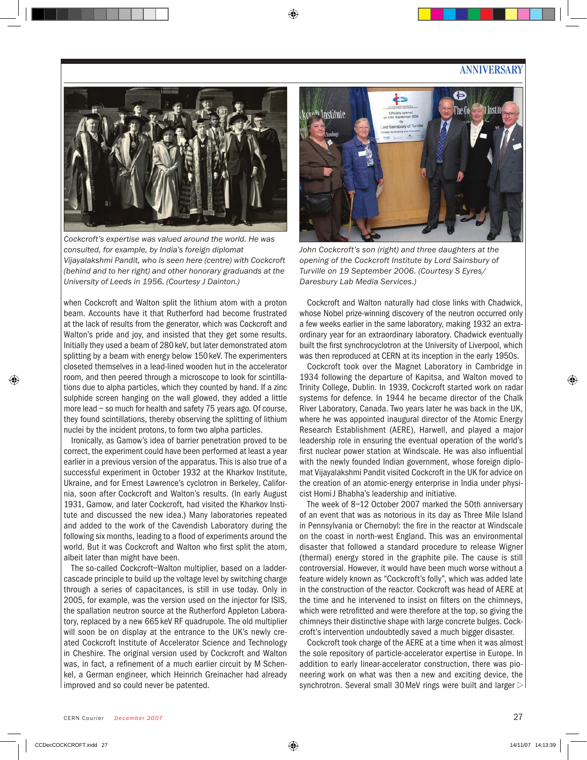Cockcroft's expertise was valued around the world. He was consulted, for example, by India's foreign diplomat Vijayalakshmi Pandit, who is seen here (centre) with Cockcroft (behind and to her right) and other honorary graduands at the University of Leeds in 1956. (Courtesy J Dainton.)

John Cockcroft's son (right) and three daughters at the opening of the Cockcroft Institute by Lord Sainsbury of Turville on 19 September 2006. (Courtesy S Eyres/Daresbury Lab Media Services.)

when Cockcroft and Walton split the lithium atom with a proton beam. Accounts have it that Rutherford had become frustrated at the lack of results from the generator, which was Cockcroft and Walton's pride and joy, and insisted that they get some results. Initially they used a beam of 280 keV, but later demonstrated atom splitting by a beam with energy below 150 keV. The experimenters closeted themselves in a lead-lined wooden hut in the accelerator room, and then peered through a microscope to look for scintillations due to alpha particles, which they counted by hand. If a zinc sulphide screen hanging on the wall glowed, they added a little more lead – so much for health and safety 75 years ago. Of course, they found scintillations, thereby observing the splitting of lithium nuclei by the incident protons, to form two alpha particles.

Ironically, as Gamow's idea of barrier penetration proved to be correct, the experiment could have been performed at least a year earlier in a previous version of the apparatus. This is also true of a successful experiment in October 1932 at the Kharkov Institute, Ukraine, and for Ernest Lawrence's cyclotron in Berkeley, California, soon after Cockcroft and Walton's results. (In early August 1931, Gamow, and later Cockcroft, had visited the Kharkov Institute and discussed the new idea.) Many laboratories repeated and added to the work of the Cavendish Laboratory during the following six months, leading to a flood of experiments around the world. But it was Cockcroft and Walton who first split the atom, albeit later than might have been.

The so-called Cockcroft–Walton multiplier, based on a ladder-cascade principle to build up the voltage level by switching charge through a series of capacitances, is still in use today. Only in 2005, for example, was the version used on the injector for ISIS, the spallation neutron source at the Rutherford Appleton Laboratory, replaced by a new 665 keV RF quadrupole. The old multiplier will soon be on display at the entrance to the UK's newly created Cockcroft Institute of Accelerator Science and Technology in Cheshire. The original version used by Cockcroft and Walton was, in fact, a refinement of a much earlier circuit by M Schenkel, a German engineer, which Heinrich Greinacher had already improved and so could never be patented.

Cockcroft and Walton naturally had close links with Chadwick, whose Nobel prize-winning discovery of the neutron occurred only a few weeks earlier in the same laboratory, making 1932 an extraordinary year for an extraordinary laboratory. Chadwick eventually built the first synchrocyclotron at the University of Liverpool, which was then reproduced at CERN at its inception in the early 1950s.

Cockcroft took over the Magnet Laboratory in Cambridge in 1934 following the departure of Kapitsa, and Walton moved to Trinity College, Dublin. In 1939, Cockcroft started work on radar systems for defence. In 1944 he became director of the Chalk River Laboratory, Canada. Two years later he was back in the UK, where he was appointed inaugural director of the Atomic Energy Research Establishment (AERE), Harwell, and played a major leadership role in ensuring the eventual operation of the world's first nuclear power station at Windscale. He was also influential with the newly founded Indian government, whose foreign diplomat Vijayalakshmi Pandit visited Cockcroft in the UK for advice on the creation of an atomic-energy enterprise in India under physicist Homi J Bhabha's leadership and initiative.

The week of 8–12 October 2007 marked the 50th anniversary of an event that was as notorious in its day as Three Mile Island in Pennsylvania or Chernobyl: the fire in the reactor at Windscale on the coast in north-west England. This was an environmental disaster that followed a standard procedure to release Wigner (thermal) energy stored in the graphite pile. The cause is still controversial. However, it would have been much worse without a feature widely known as "Cockcroft's folly", which was added late in the construction of the reactor. Cockcroft was head of AERE at the time and he intervened to insist on filters on the chimneys, which were retrofitted and were therefore at the top, so giving the chimneys their distinctive shape with large concrete bulges. Cockcroft's intervention undoubtedly saved a much bigger disaster.

Cockcroft took charge of the AERE at a time when it was almost the sole repository of particle-accelerator expertise in Europe. In addition to early linear-accelerator construction, there was pioneering work on what was then a new and exciting device, the synchrotron. Several small 30 MeV rings were built and larger ▷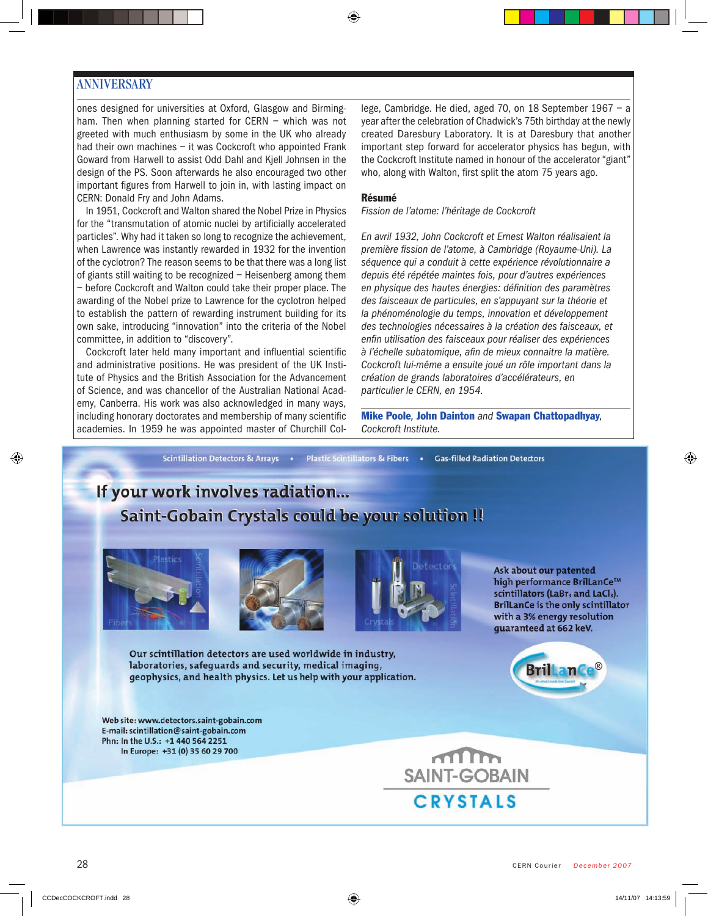ones designed for universities at Oxford, Glasgow and Birmingham. Then when planning started for CERN – which was not greeted with much enthusiasm by some in the UK who already had their own machines – it was Cockcroft who appointed Frank Goward from Harwell to assist Odd Dahl and Kjell Johnsen in the design of the PS. Soon afterwards he also encouraged two other important figures from Harwell to join in, with lasting impact on CERN: Donald Fry and John Adams.

In 1951, Cockcroft and Walton shared the Nobel Prize in Physics for the "transmutation of atomic nuclei by artificially accelerated particles". Why had it taken so long to recognize the achievement, when Lawrence was instantly rewarded in 1932 for the invention of the cyclotron? The reason seems to be that there was a long list of giants still waiting to be recognized – Heisenberg among them – before Cockcroft and Walton could take their proper place. The awarding of the Nobel prize to Lawrence for the cyclotron helped to establish the pattern of rewarding instrument building for its own sake, introducing "innovation" into the criteria of the Nobel committee, in addition to "discovery".

Cockcroft later held many important and influential scientific and administrative positions. He was president of the UK Institute of Physics and the British Association for the Advancement of Science, and was chancellor of the Australian National Academy, Canberra. His work was also acknowledged in many ways, including honorary doctorates and membership of many scientific academies. In 1959 he was appointed master of Churchill College, Cambridge. He died, aged 70, on 18 September 1967 – a year after the celebration of Chadwick's 75th birthday at the newly created Daresbury Laboratory. It is at Daresbury that another important step forward for accelerator physics has begun, with the Cockcroft Institute named in honour of the accelerator "giant" who, along with Walton, first split the atom 75 years ago.

**Résumé**

*Fission de l'atome: l'héritage de Cockcroft*

*En avril 1932, John Cockcroft et Ernest Walton réalisaient la première fission de l'atome, à Cambridge (Royaume-Uni). La séquence qui a conduit à cette expérience révolutionnaire a depuis été répétée maintes fois, pour d'autres expériences en physique des hautes énergies: définition des paramètres des faisceaux de particules, en s'appuyant sur la théorie et la phénoménologie du temps, innovation et développement des technologies nécessaires à la création des faisceaux, et enfin utilisation des faisceaux pour réaliser des expériences à l'échelle subatomique, afin de mieux connaître la matière. Cockcroft lui-même a ensuite joué un rôle important dans la création de grands laboratoires d'accélérateurs, en particulier le CERN, en 1954.*

**Mike Poole**, **John Dainton** *and* **Swapan Chattopadhyay**, *Cockcroft Institute.*

Scintillation Detectors & Arrays • Plastic Scintillators & Fibers • Gas-filled Radiation Detectors

**If your work involves radiation...**
**Saint-Gobain Crystals could be your solution !!**

Ask about our patented high performance BrilLanCe™ scintillators ($LaBr_3$ and $LaCl_3$). BrilLanCe is the only scintillator with a 3% energy resolution guaranteed at 662 keV.

Our scintillation detectors are used worldwide in industry, laboratories, safeguards and security, medical imaging, geophysics, and health physics. Let us help with your application.

Web site: www.detectors.saint-gobain.com
E-mail: scintillation@saint-gobain.com
Phn: In the U.S.: +1 440 564 2251
In Europe: +31 (0) 35 60 29 700

SAINT-GOBAIN CRYSTALS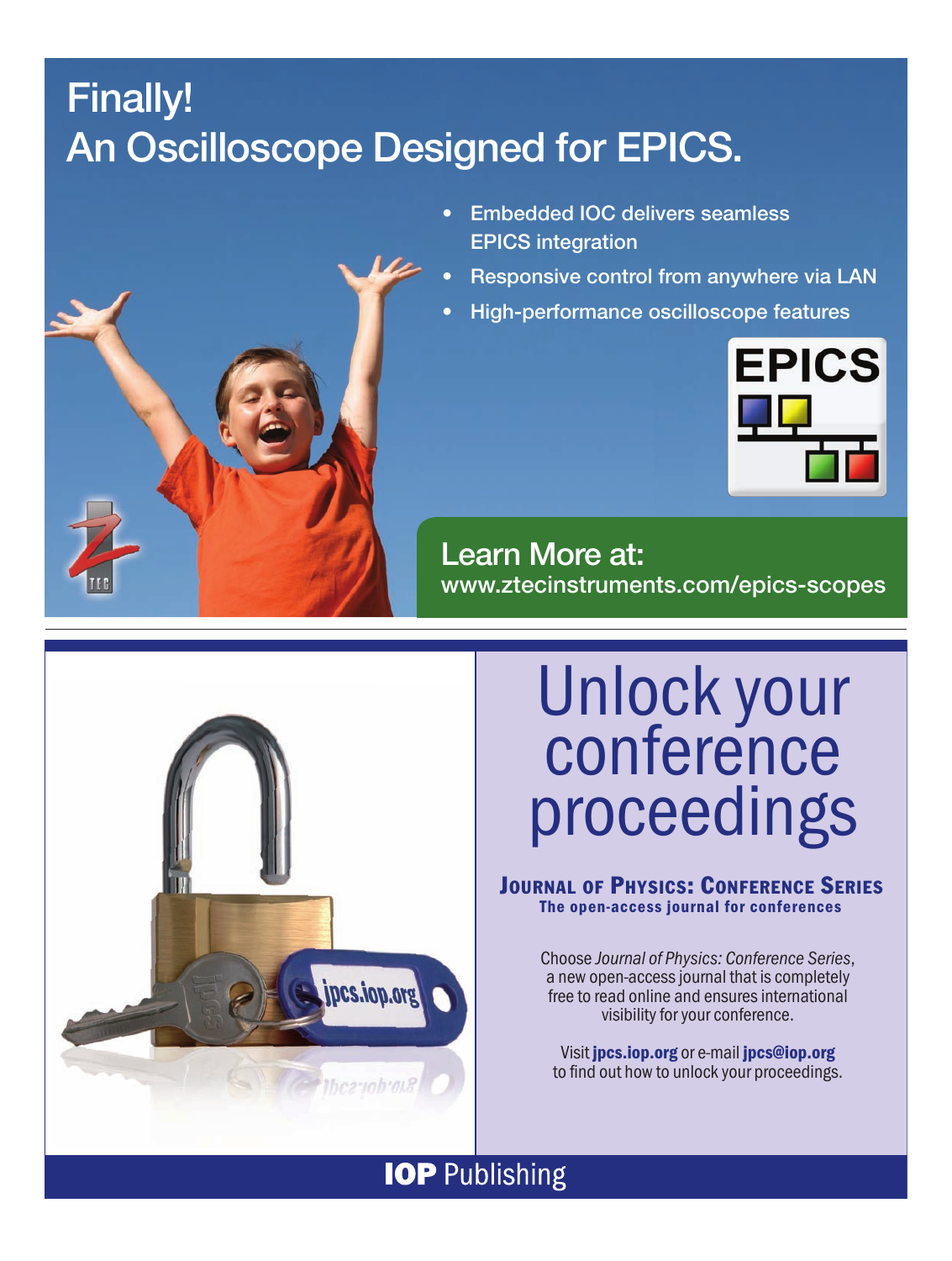# Finally!
# An Oscilloscope Designed for EPICS.

- Embedded IOC delivers seamless EPICS integration
- Responsive control from anywhere via LAN
- High-performance oscilloscope features

EPICS

ZTEC

**Learn More at:**
www.ztecinstruments.com/epics-scopes

---

# Unlock your conference proceedings

**JOURNAL OF PHYSICS: CONFERENCE SERIES**
**The open-access journal for conferences**

Choose *Journal of Physics: Conference Series*, a new open-access journal that is completely free to read online and ensures international visibility for your conference.

Visit **jpcs.iop.org** or e-mail **jpcs@iop.org** to find out how to unlock your proceedings.

**IOP** Publishing